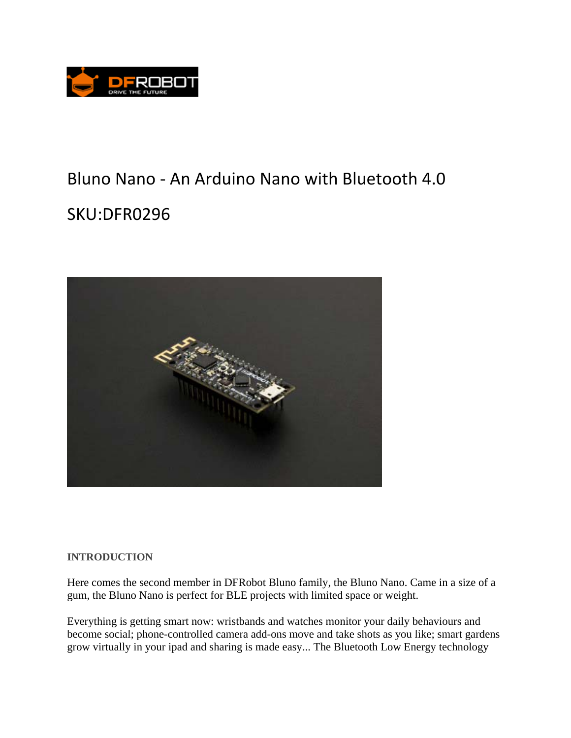# Bluno Nano - An Arduino Nano with Bluetooth 4.0

## SKU:DFR0296

**INTRODUCTION**

Here comes the second member in DFRobot Bluno family, the Bluno Nano. Came in a size of a gum, the Bluno Nano is perfect for BLE projects with limited space or weight.

Everything is getting smart now: wristbands and watches monitor your daily behaviours and become social; phone-controlled camera add-ons move and take shots as you like; smart gardens grow virtually in your ipad and sharing is made easy... The Bluetooth Low Energy technology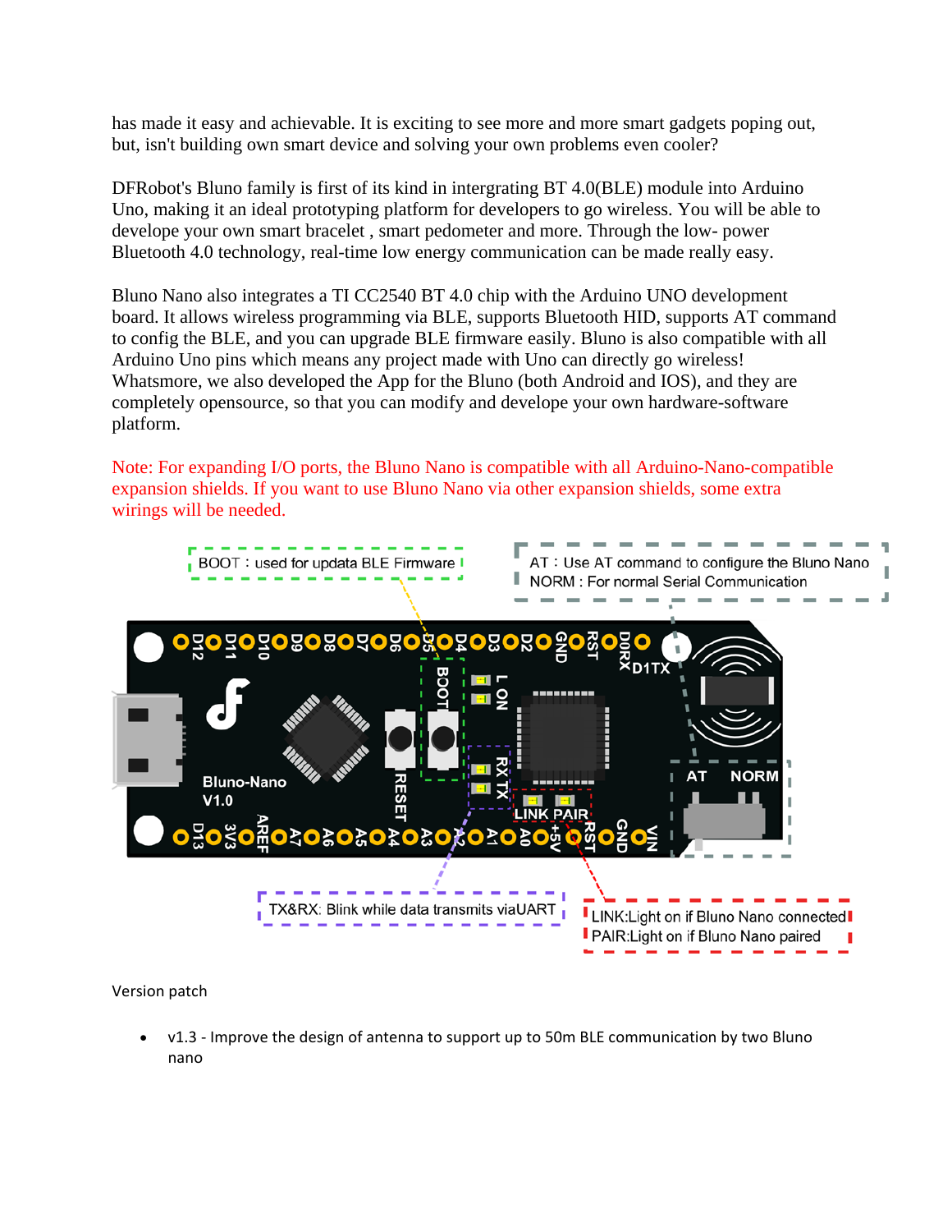has made it easy and achievable. It is exciting to see more and more smart gadgets poping out, but, isn't building own smart device and solving your own problems even cooler?

DFRobot's Bluno family is first of its kind in intergrating BT 4.0(BLE) module into Arduino Uno, making it an ideal prototyping platform for developers to go wireless. You will be able to develope your own smart bracelet , smart pedometer and more. Through the low- power Bluetooth 4.0 technology, real-time low energy communication can be made really easy.

Bluno Nano also integrates a TI CC2540 BT 4.0 chip with the Arduino UNO development board. It allows wireless programming via BLE, supports Bluetooth HID, supports AT command to config the BLE, and you can upgrade BLE firmware easily. Bluno is also compatible with all Arduino Uno pins which means any project made with Uno can directly go wireless! Whatsmore, we also developed the App for the Bluno (both Android and IOS), and they are completely opensource, so that you can modify and develope your own hardware-software platform.

Note: For expanding I/O ports, the Bluno Nano is compatible with all Arduino-Nano-compatible expansion shields. If you want to use Bluno Nano via other expansion shields, some extra wirings will be needed.

BOOT：used for updata BLE Firmware

AT：Use AT command to configure the Bluno Nano
NORM : For normal Serial Communication

TX&RX: Blink while data transmits viaUART

LINK:Light on if Bluno Nano connected
PAIR:Light on if Bluno Nano paired

Version patch

- v1.3 - Improve the design of antenna to support up to 50m BLE communication by two Bluno nano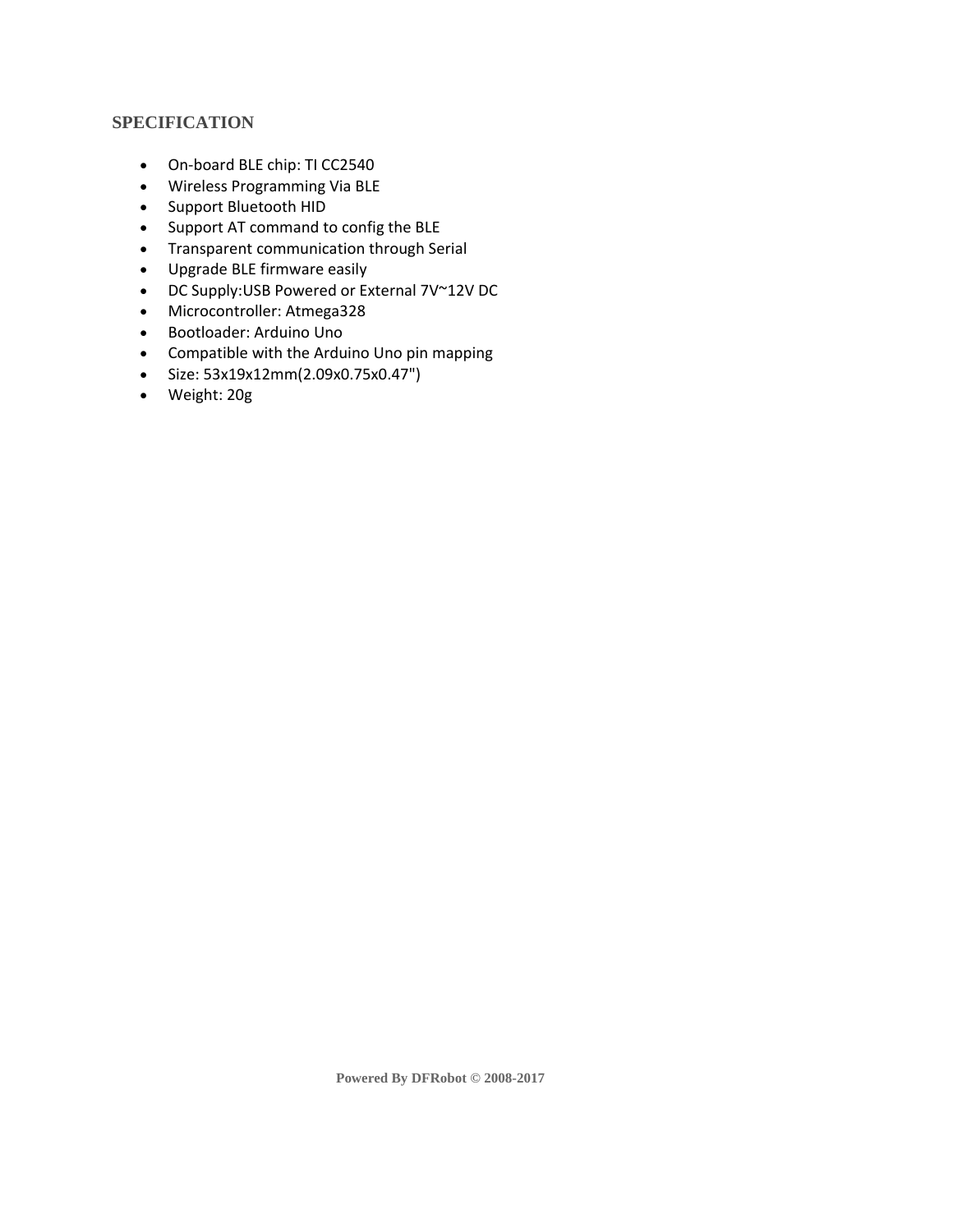## SPECIFICATION

- On-board BLE chip: TI CC2540
- Wireless Programming Via BLE
- Support Bluetooth HID
- Support AT command to config the BLE
- Transparent communication through Serial
- Upgrade BLE firmware easily
- DC Supply:USB Powered or External 7V~12V DC
- Microcontroller: Atmega328
- Bootloader: Arduino Uno
- Compatible with the Arduino Uno pin mapping
- Size: 53x19x12mm(2.09x0.75x0.47")
- Weight: 20g